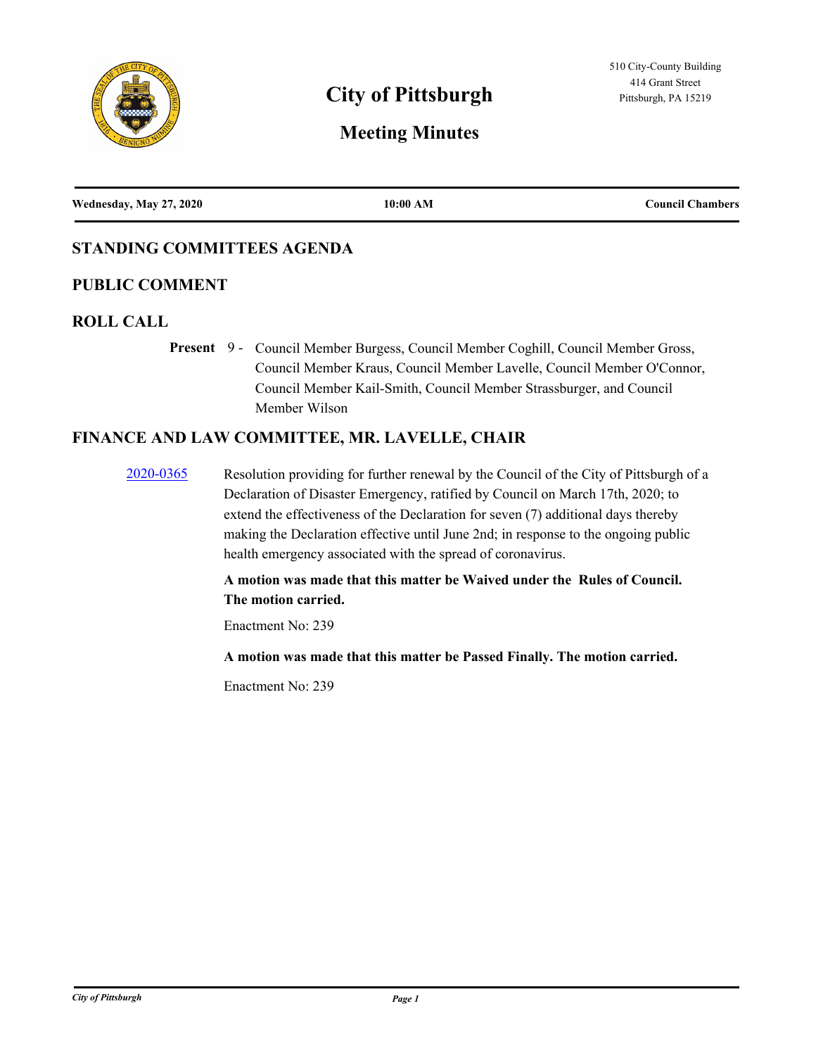# City of Pittsburgh

## Meeting Minutes

510 City-County Building
414 Grant Street
Pittsburgh, PA 15219

| **Wednesday, May 27, 2020** | **10:00 AM** | **Council Chambers** |
|---|---|---|

## STANDING COMMITTEES AGENDA

## PUBLIC COMMENT

## ROLL CALL

**Present** 9 - Council Member Burgess, Council Member Coghill, Council Member Gross, Council Member Kraus, Council Member Lavelle, Council Member O'Connor, Council Member Kail-Smith, Council Member Strassburger, and Council Member Wilson

## FINANCE AND LAW COMMITTEE, MR. LAVELLE, CHAIR

[2020-0365] Resolution providing for further renewal by the Council of the City of Pittsburgh of a Declaration of Disaster Emergency, ratified by Council on March 17th, 2020; to extend the effectiveness of the Declaration for seven (7) additional days thereby making the Declaration effective until June 2nd; in response to the ongoing public health emergency associated with the spread of coronavirus.

**A motion was made that this matter be Waived under the Rules of Council. The motion carried.**

Enactment No: 239

**A motion was made that this matter be Passed Finally. The motion carried.**

Enactment No: 239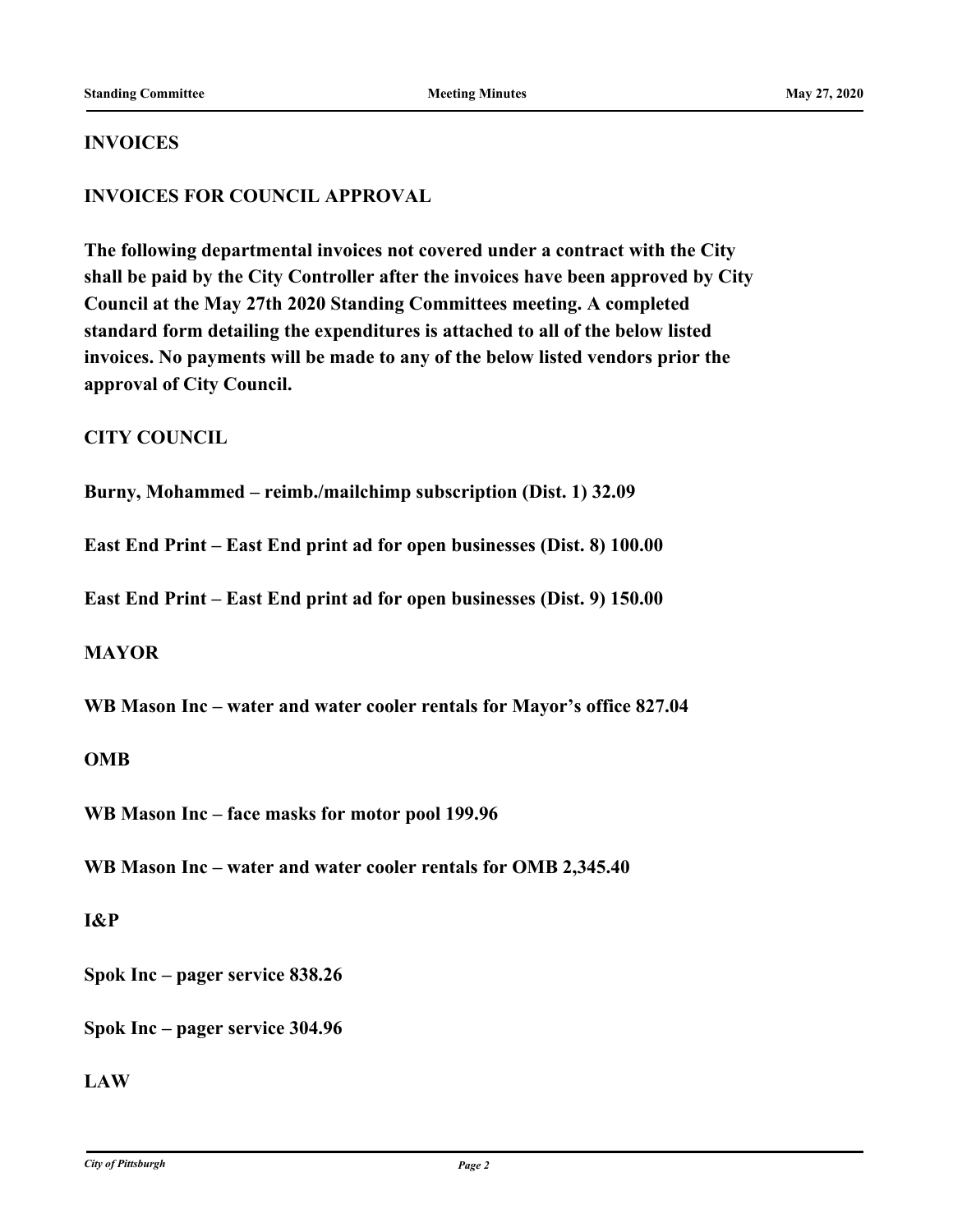## INVOICES

## INVOICES FOR COUNCIL APPROVAL

**The following departmental invoices not covered under a contract with the City shall be paid by the City Controller after the invoices have been approved by City Council at the May 27th 2020 Standing Committees meeting. A completed standard form detailing the expenditures is attached to all of the below listed invoices. No payments will be made to any of the below listed vendors prior the approval of City Council.**

### CITY COUNCIL

**Burny, Mohammed – reimb./mailchimp subscription (Dist. 1) 32.09**

**East End Print – East End print ad for open businesses (Dist. 8) 100.00**

**East End Print – East End print ad for open businesses (Dist. 9) 150.00**

### MAYOR

**WB Mason Inc – water and water cooler rentals for Mayor's office 827.04**

### OMB

**WB Mason Inc – face masks for motor pool 199.96**

**WB Mason Inc – water and water cooler rentals for OMB 2,345.40**

### I&P

**Spok Inc – pager service 838.26**

**Spok Inc – pager service 304.96**

### LAW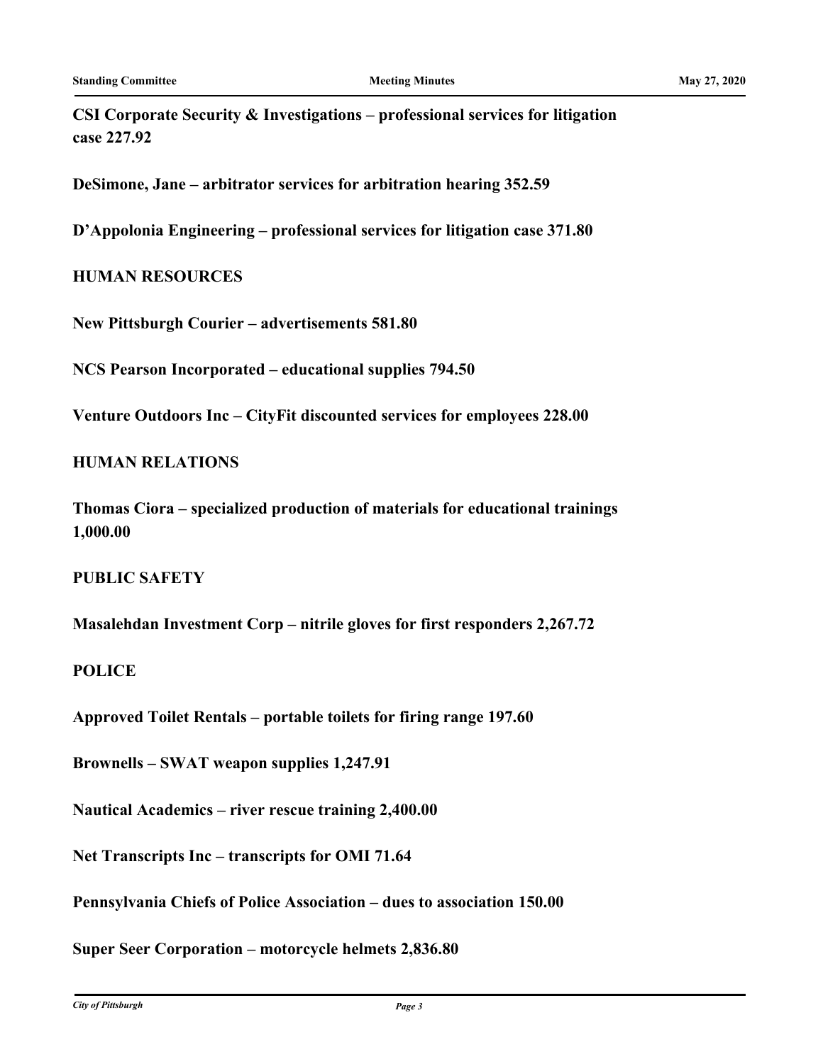**CSI Corporate Security & Investigations – professional services for litigation case 227.92**

**DeSimone, Jane – arbitrator services for arbitration hearing 352.59**

**D'Appolonia Engineering – professional services for litigation case 371.80**

**HUMAN RESOURCES**

**New Pittsburgh Courier – advertisements 581.80**

**NCS Pearson Incorporated – educational supplies 794.50**

**Venture Outdoors Inc – CityFit discounted services for employees 228.00**

**HUMAN RELATIONS**

**Thomas Ciora – specialized production of materials for educational trainings 1,000.00**

**PUBLIC SAFETY**

**Masalehdan Investment Corp – nitrile gloves for first responders 2,267.72**

**POLICE**

**Approved Toilet Rentals – portable toilets for firing range 197.60**

**Brownells – SWAT weapon supplies 1,247.91**

**Nautical Academics – river rescue training 2,400.00**

**Net Transcripts Inc – transcripts for OMI 71.64**

**Pennsylvania Chiefs of Police Association – dues to association 150.00**

**Super Seer Corporation – motorcycle helmets 2,836.80**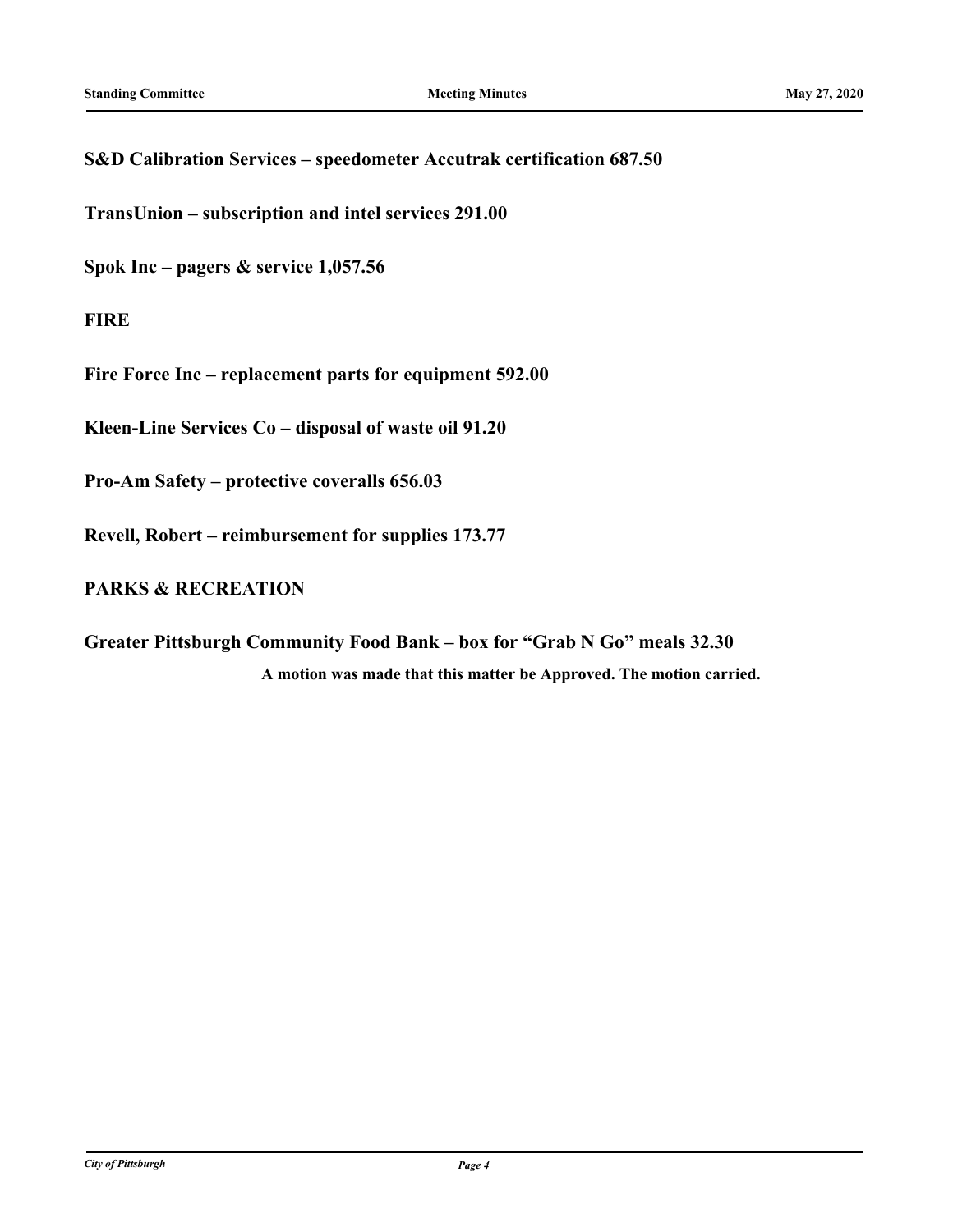**S&D Calibration Services – speedometer Accutrak certification 687.50**

**TransUnion – subscription and intel services 291.00**

**Spok Inc – pagers & service 1,057.56**

**FIRE**

**Fire Force Inc – replacement parts for equipment 592.00**

**Kleen-Line Services Co – disposal of waste oil 91.20**

**Pro-Am Safety – protective coveralls 656.03**

**Revell, Robert – reimbursement for supplies 173.77**

**PARKS & RECREATION**

**Greater Pittsburgh Community Food Bank – box for "Grab N Go" meals 32.30**

**A motion was made that this matter be Approved. The motion carried.**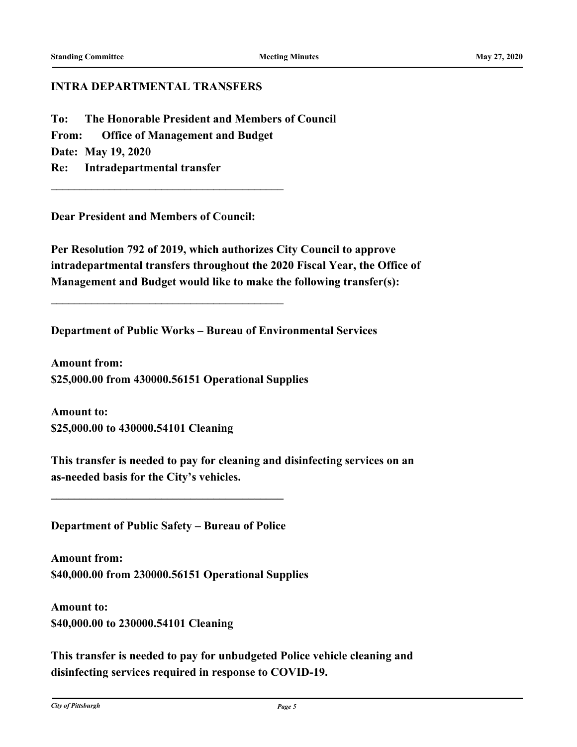## INTRA DEPARTMENTAL TRANSFERS

**To: The Honorable President and Members of Council**
**From: Office of Management and Budget**
**Date: May 19, 2020**
**Re: Intradepartmental transfer**

---

**Dear President and Members of Council:**

**Per Resolution 792 of 2019, which authorizes City Council to approve intradepartmental transfers throughout the 2020 Fiscal Year, the Office of Management and Budget would like to make the following transfer(s):**

---

**Department of Public Works – Bureau of Environmental Services**

**Amount from:**
**$25,000.00 from 430000.56151 Operational Supplies**

**Amount to:**
**$25,000.00 to 430000.54101 Cleaning**

**This transfer is needed to pay for cleaning and disinfecting services on an as-needed basis for the City's vehicles.**

---

**Department of Public Safety – Bureau of Police**

**Amount from:**
**$40,000.00 from 230000.56151 Operational Supplies**

**Amount to:**
**$40,000.00 to 230000.54101 Cleaning**

**This transfer is needed to pay for unbudgeted Police vehicle cleaning and disinfecting services required in response to COVID-19.**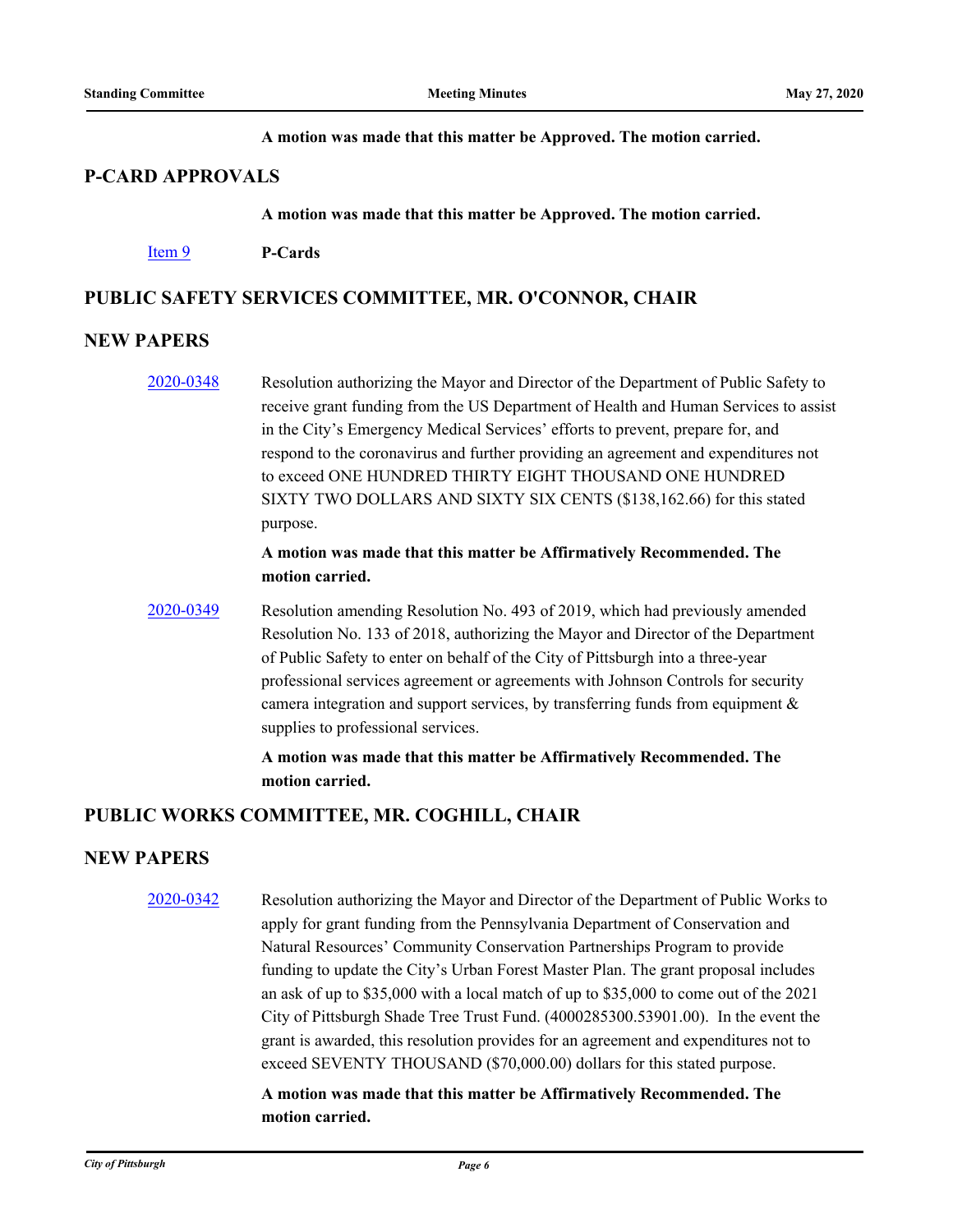**A motion was made that this matter be Approved. The motion carried.**

## P-CARD APPROVALS

**A motion was made that this matter be Approved. The motion carried.**

[Item 9] **P-Cards**

## PUBLIC SAFETY SERVICES COMMITTEE, MR. O'CONNOR, CHAIR

## NEW PAPERS

2020-0348 Resolution authorizing the Mayor and Director of the Department of Public Safety to receive grant funding from the US Department of Health and Human Services to assist in the City's Emergency Medical Services' efforts to prevent, prepare for, and respond to the coronavirus and further providing an agreement and expenditures not to exceed ONE HUNDRED THIRTY EIGHT THOUSAND ONE HUNDRED SIXTY TWO DOLLARS AND SIXTY SIX CENTS ($138,162.66) for this stated purpose.

**A motion was made that this matter be Affirmatively Recommended. The motion carried.**

2020-0349 Resolution amending Resolution No. 493 of 2019, which had previously amended Resolution No. 133 of 2018, authorizing the Mayor and Director of the Department of Public Safety to enter on behalf of the City of Pittsburgh into a three-year professional services agreement or agreements with Johnson Controls for security camera integration and support services, by transferring funds from equipment & supplies to professional services.

**A motion was made that this matter be Affirmatively Recommended. The motion carried.**

## PUBLIC WORKS COMMITTEE, MR. COGHILL, CHAIR

## NEW PAPERS

2020-0342 Resolution authorizing the Mayor and Director of the Department of Public Works to apply for grant funding from the Pennsylvania Department of Conservation and Natural Resources' Community Conservation Partnerships Program to provide funding to update the City's Urban Forest Master Plan. The grant proposal includes an ask of up to $35,000 with a local match of up to $35,000 to come out of the 2021 City of Pittsburgh Shade Tree Trust Fund. (4000285300.53901.00). In the event the grant is awarded, this resolution provides for an agreement and expenditures not to exceed SEVENTY THOUSAND ($70,000.00) dollars for this stated purpose.

**A motion was made that this matter be Affirmatively Recommended. The motion carried.**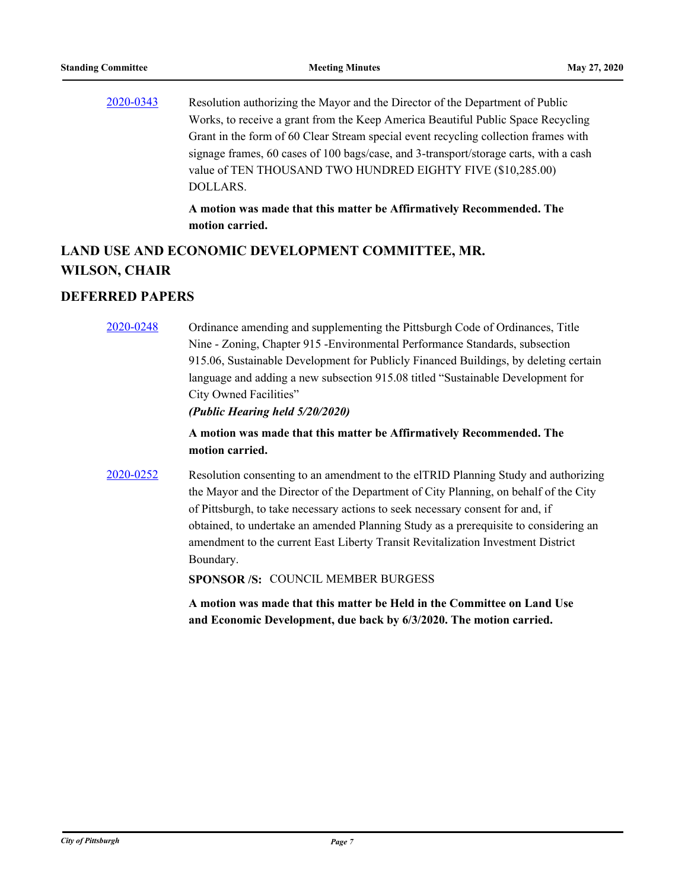2020-0343 Resolution authorizing the Mayor and the Director of the Department of Public Works, to receive a grant from the Keep America Beautiful Public Space Recycling Grant in the form of 60 Clear Stream special event recycling collection frames with signage frames, 60 cases of 100 bags/case, and 3-transport/storage carts, with a cash value of TEN THOUSAND TWO HUNDRED EIGHTY FIVE ($10,285.00) DOLLARS.

**A motion was made that this matter be Affirmatively Recommended. The motion carried.**

## LAND USE AND ECONOMIC DEVELOPMENT COMMITTEE, MR. WILSON, CHAIR

## DEFERRED PAPERS

2020-0248 Ordinance amending and supplementing the Pittsburgh Code of Ordinances, Title Nine - Zoning, Chapter 915 -Environmental Performance Standards, subsection 915.06, Sustainable Development for Publicly Financed Buildings, by deleting certain language and adding a new subsection 915.08 titled "Sustainable Development for City Owned Facilities"

***(Public Hearing held 5/20/2020)***

**A motion was made that this matter be Affirmatively Recommended. The motion carried.**

2020-0252 Resolution consenting to an amendment to the elTRID Planning Study and authorizing the Mayor and the Director of the Department of City Planning, on behalf of the City of Pittsburgh, to take necessary actions to seek necessary consent for and, if obtained, to undertake an amended Planning Study as a prerequisite to considering an amendment to the current East Liberty Transit Revitalization Investment District Boundary.

**SPONSOR /S:** COUNCIL MEMBER BURGESS

**A motion was made that this matter be Held in the Committee on Land Use and Economic Development, due back by 6/3/2020. The motion carried.**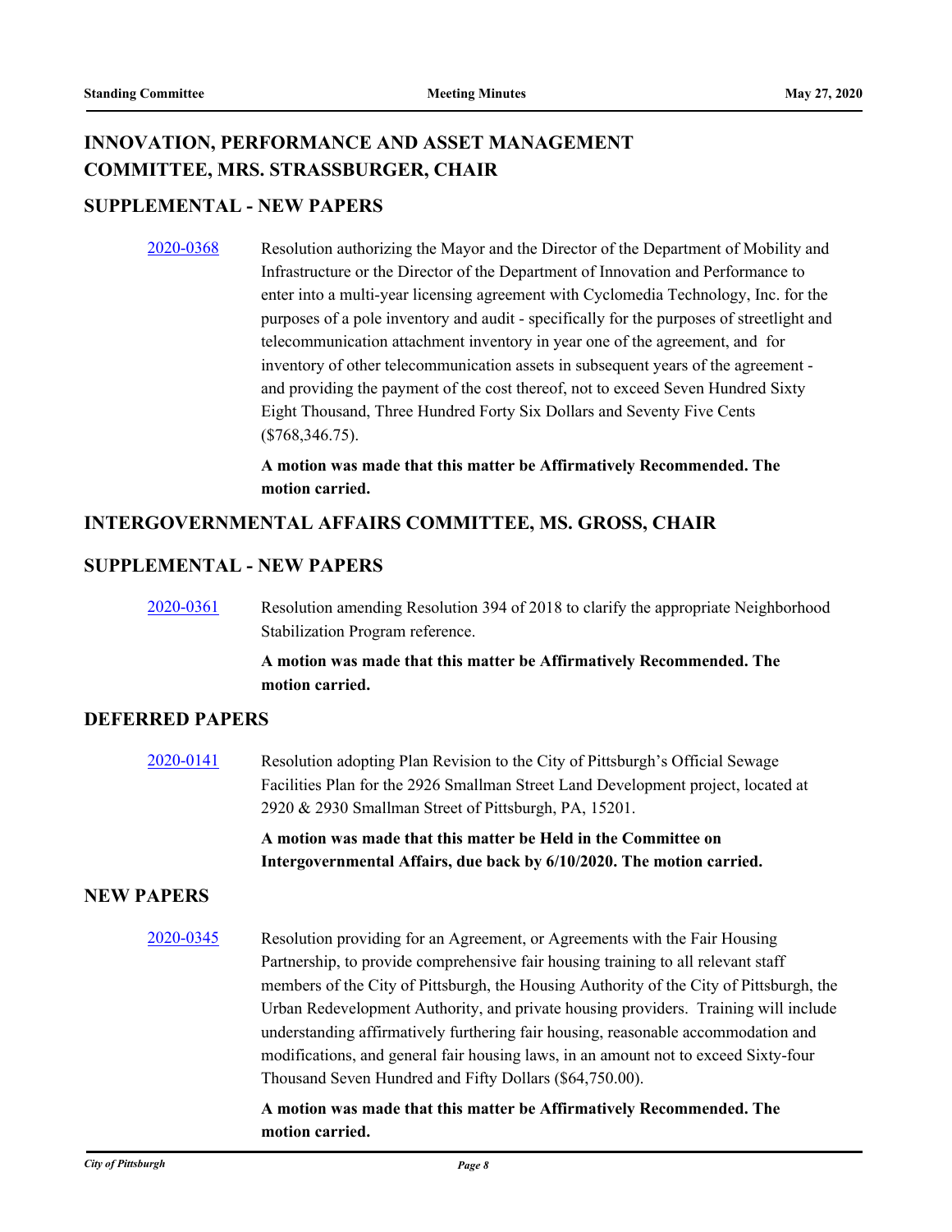## INNOVATION, PERFORMANCE AND ASSET MANAGEMENT COMMITTEE, MRS. STRASSBURGER, CHAIR

### SUPPLEMENTAL - NEW PAPERS

2020-0368 Resolution authorizing the Mayor and the Director of the Department of Mobility and Infrastructure or the Director of the Department of Innovation and Performance to enter into a multi-year licensing agreement with Cyclomedia Technology, Inc. for the purposes of a pole inventory and audit - specifically for the purposes of streetlight and telecommunication attachment inventory in year one of the agreement, and for inventory of other telecommunication assets in subsequent years of the agreement - and providing the payment of the cost thereof, not to exceed Seven Hundred Sixty Eight Thousand, Three Hundred Forty Six Dollars and Seventy Five Cents ($768,346.75).

**A motion was made that this matter be Affirmatively Recommended. The motion carried.**

## INTERGOVERNMENTAL AFFAIRS COMMITTEE, MS. GROSS, CHAIR

### SUPPLEMENTAL - NEW PAPERS

2020-0361 Resolution amending Resolution 394 of 2018 to clarify the appropriate Neighborhood Stabilization Program reference.

**A motion was made that this matter be Affirmatively Recommended. The motion carried.**

### DEFERRED PAPERS

2020-0141 Resolution adopting Plan Revision to the City of Pittsburgh's Official Sewage Facilities Plan for the 2926 Smallman Street Land Development project, located at 2920 & 2930 Smallman Street of Pittsburgh, PA, 15201.

**A motion was made that this matter be Held in the Committee on Intergovernmental Affairs, due back by 6/10/2020. The motion carried.**

### NEW PAPERS

2020-0345 Resolution providing for an Agreement, or Agreements with the Fair Housing Partnership, to provide comprehensive fair housing training to all relevant staff members of the City of Pittsburgh, the Housing Authority of the City of Pittsburgh, the Urban Redevelopment Authority, and private housing providers. Training will include understanding affirmatively furthering fair housing, reasonable accommodation and modifications, and general fair housing laws, in an amount not to exceed Sixty-four Thousand Seven Hundred and Fifty Dollars ($64,750.00).

**A motion was made that this matter be Affirmatively Recommended. The motion carried.**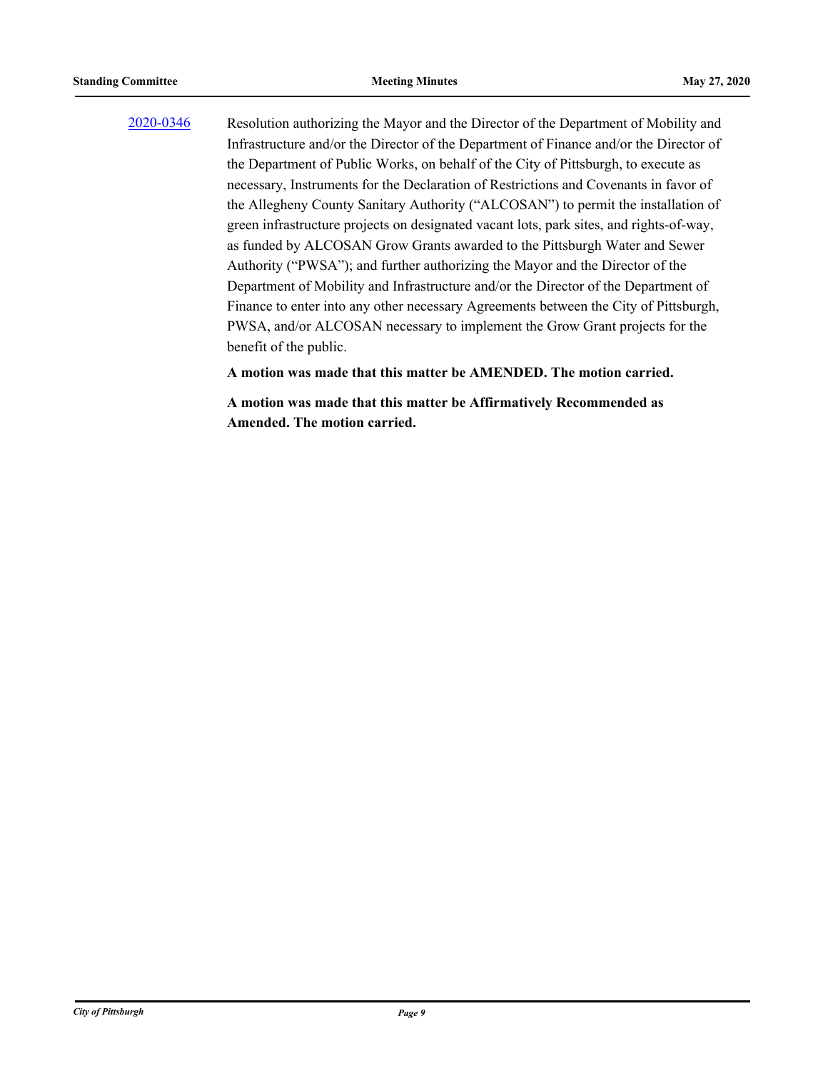2020-0346 Resolution authorizing the Mayor and the Director of the Department of Mobility and Infrastructure and/or the Director of the Department of Finance and/or the Director of the Department of Public Works, on behalf of the City of Pittsburgh, to execute as necessary, Instruments for the Declaration of Restrictions and Covenants in favor of the Allegheny County Sanitary Authority ("ALCOSAN") to permit the installation of green infrastructure projects on designated vacant lots, park sites, and rights-of-way, as funded by ALCOSAN Grow Grants awarded to the Pittsburgh Water and Sewer Authority ("PWSA"); and further authorizing the Mayor and the Director of the Department of Mobility and Infrastructure and/or the Director of the Department of Finance to enter into any other necessary Agreements between the City of Pittsburgh, PWSA, and/or ALCOSAN necessary to implement the Grow Grant projects for the benefit of the public.

**A motion was made that this matter be AMENDED. The motion carried.**

**A motion was made that this matter be Affirmatively Recommended as Amended. The motion carried.**